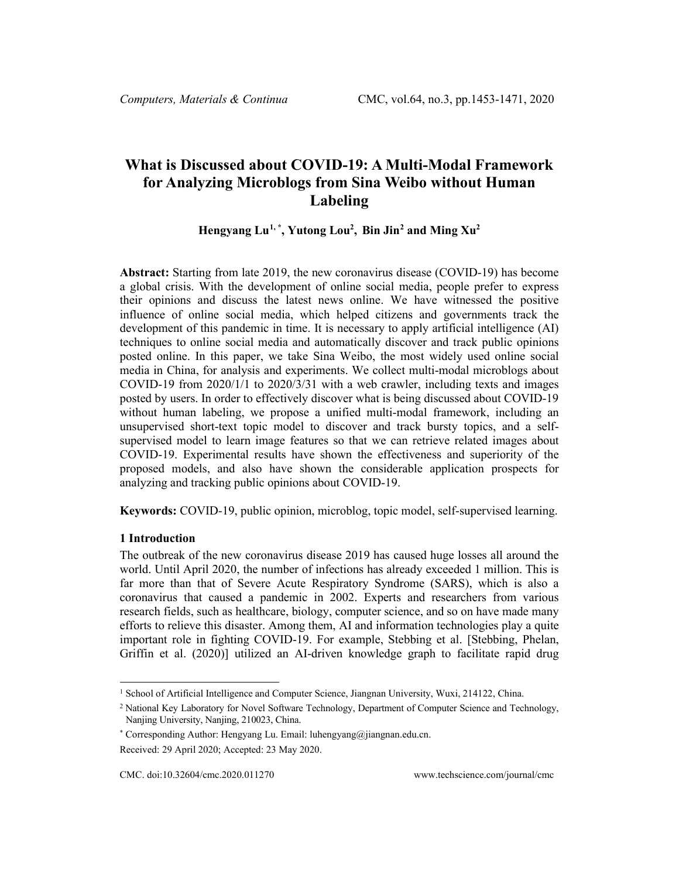# What is Discussed about COVID-19: A Multi-Modal Framework for Analyzing Microblogs from Sina Weibo without Human Labeling

**Hengyang Lu[1,*], Yutong Lou[2], Bin Jin[2] and Ming Xu[2]**

**Abstract:** Starting from late 2019, the new coronavirus disease (COVID-19) has become a global crisis. With the development of online social media, people prefer to express their opinions and discuss the latest news online. We have witnessed the positive influence of online social media, which helped citizens and governments track the development of this pandemic in time. It is necessary to apply artificial intelligence (AI) techniques to online social media and automatically discover and track public opinions posted online. In this paper, we take Sina Weibo, the most widely used online social media in China, for analysis and experiments. We collect multi-modal microblogs about COVID-19 from 2020/1/1 to 2020/3/31 with a web crawler, including texts and images posted by users. In order to effectively discover what is being discussed about COVID-19 without human labeling, we propose a unified multi-modal framework, including an unsupervised short-text topic model to discover and track bursty topics, and a self-supervised model to learn image features so that we can retrieve related images about COVID-19. Experimental results have shown the effectiveness and superiority of the proposed models, and also have shown the considerable application prospects for analyzing and tracking public opinions about COVID-19.

**Keywords:** COVID-19, public opinion, microblog, topic model, self-supervised learning.

## 1 Introduction

The outbreak of the new coronavirus disease 2019 has caused huge losses all around the world. Until April 2020, the number of infections has already exceeded 1 million. This is far more than that of Severe Acute Respiratory Syndrome (SARS), which is also a coronavirus that caused a pandemic in 2002. Experts and researchers from various research fields, such as healthcare, biology, computer science, and so on have made many efforts to relieve this disaster. Among them, AI and information technologies play a quite important role in fighting COVID-19. For example, Stebbing et al. [Stebbing, Phelan, Griffin et al. (2020)] utilized an AI-driven knowledge graph to facilitate rapid drug

---

[1] School of Artificial Intelligence and Computer Science, Jiangnan University, Wuxi, 214122, China.

[2] National Key Laboratory for Novel Software Technology, Department of Computer Science and Technology, Nanjing University, Nanjing, 210023, China.

[*] Corresponding Author: Hengyang Lu. Email: luhengyang@jiangnan.edu.cn.

Received: 29 April 2020; Accepted: 23 May 2020.

CMC. doi:10.32604/cmc.2020.011270 www.techscience.com/journal/cmc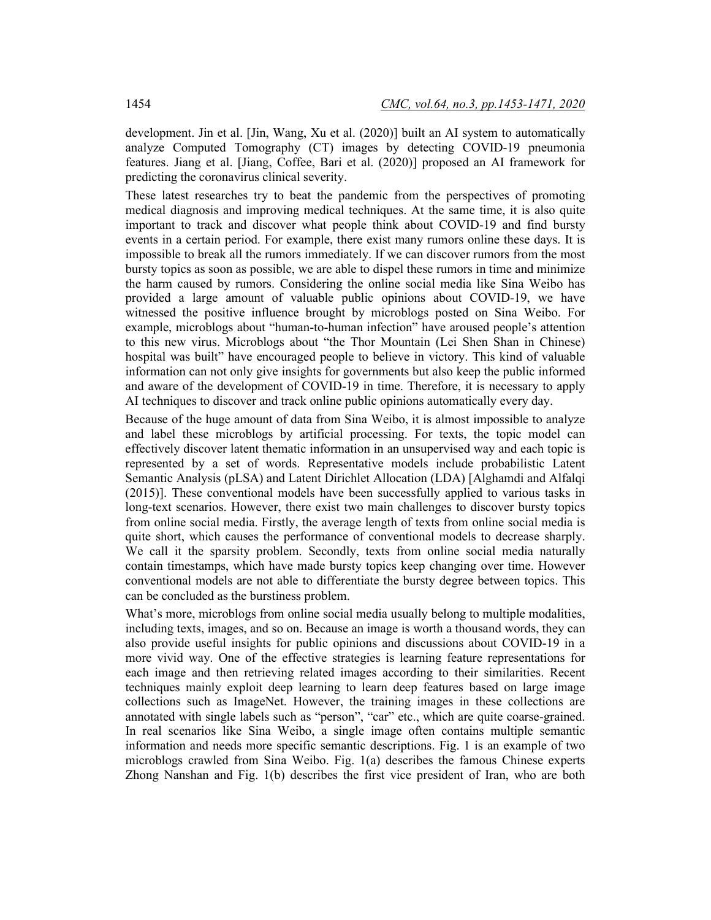development. Jin et al. [Jin, Wang, Xu et al. (2020)] built an AI system to automatically analyze Computed Tomography (CT) images by detecting COVID-19 pneumonia features. Jiang et al. [Jiang, Coffee, Bari et al. (2020)] proposed an AI framework for predicting the coronavirus clinical severity.

These latest researches try to beat the pandemic from the perspectives of promoting medical diagnosis and improving medical techniques. At the same time, it is also quite important to track and discover what people think about COVID-19 and find bursty events in a certain period. For example, there exist many rumors online these days. It is impossible to break all the rumors immediately. If we can discover rumors from the most bursty topics as soon as possible, we are able to dispel these rumors in time and minimize the harm caused by rumors. Considering the online social media like Sina Weibo has provided a large amount of valuable public opinions about COVID-19, we have witnessed the positive influence brought by microblogs posted on Sina Weibo. For example, microblogs about "human-to-human infection" have aroused people's attention to this new virus. Microblogs about "the Thor Mountain (Lei Shen Shan in Chinese) hospital was built" have encouraged people to believe in victory. This kind of valuable information can not only give insights for governments but also keep the public informed and aware of the development of COVID-19 in time. Therefore, it is necessary to apply AI techniques to discover and track online public opinions automatically every day.

Because of the huge amount of data from Sina Weibo, it is almost impossible to analyze and label these microblogs by artificial processing. For texts, the topic model can effectively discover latent thematic information in an unsupervised way and each topic is represented by a set of words. Representative models include probabilistic Latent Semantic Analysis (pLSA) and Latent Dirichlet Allocation (LDA) [Alghamdi and Alfalqi (2015)]. These conventional models have been successfully applied to various tasks in long-text scenarios. However, there exist two main challenges to discover bursty topics from online social media. Firstly, the average length of texts from online social media is quite short, which causes the performance of conventional models to decrease sharply. We call it the sparsity problem. Secondly, texts from online social media naturally contain timestamps, which have made bursty topics keep changing over time. However conventional models are not able to differentiate the bursty degree between topics. This can be concluded as the burstiness problem.

What's more, microblogs from online social media usually belong to multiple modalities, including texts, images, and so on. Because an image is worth a thousand words, they can also provide useful insights for public opinions and discussions about COVID-19 in a more vivid way. One of the effective strategies is learning feature representations for each image and then retrieving related images according to their similarities. Recent techniques mainly exploit deep learning to learn deep features based on large image collections such as ImageNet. However, the training images in these collections are annotated with single labels such as "person", "car" etc., which are quite coarse-grained. In real scenarios like Sina Weibo, a single image often contains multiple semantic information and needs more specific semantic descriptions. Fig. 1 is an example of two microblogs crawled from Sina Weibo. Fig. 1(a) describes the famous Chinese experts Zhong Nanshan and Fig. 1(b) describes the first vice president of Iran, who are both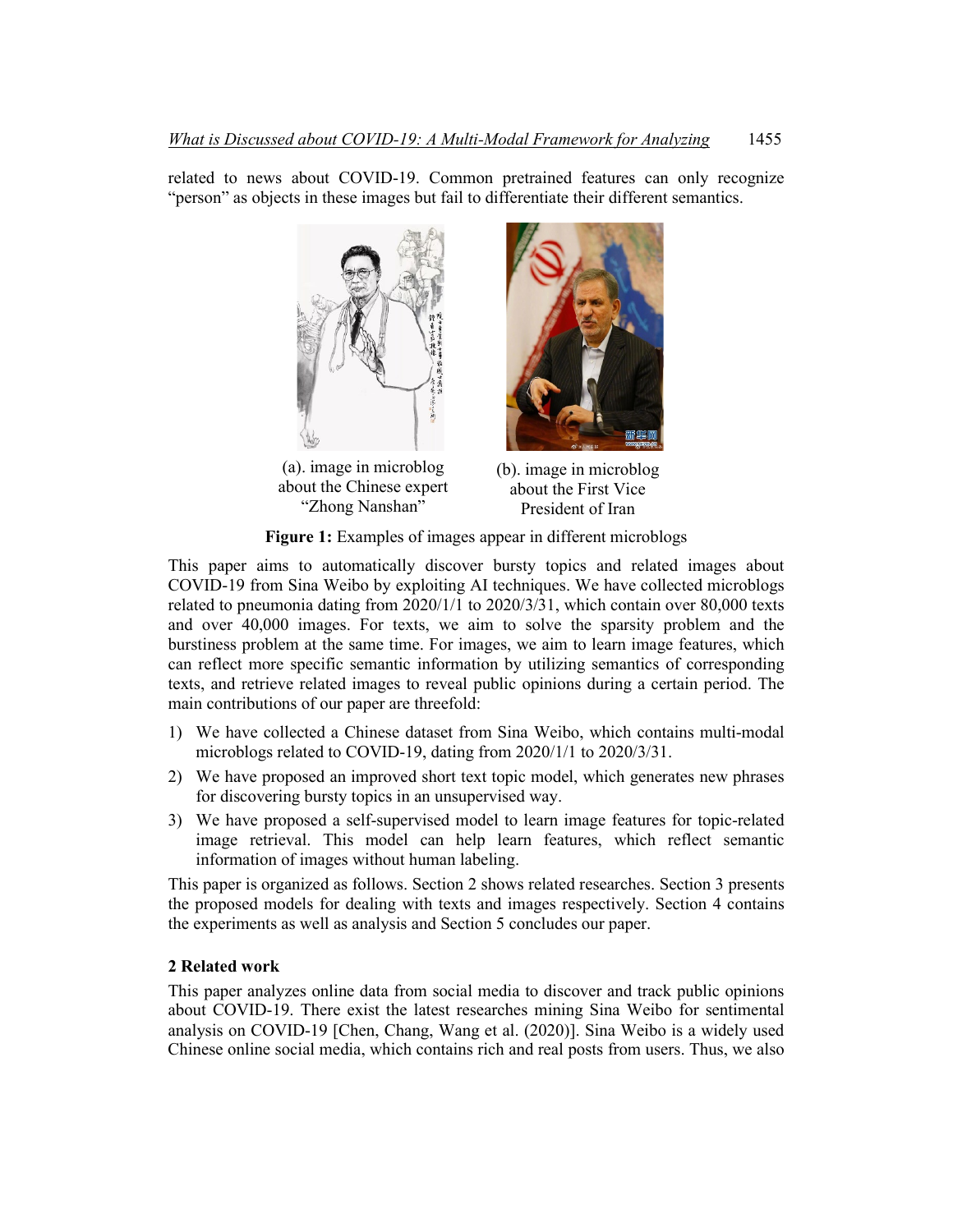related to news about COVID-19. Common pretrained features can only recognize "person" as objects in these images but fail to differentiate their different semantics.

(a). image in microblog about the Chinese expert "Zhong Nanshan"

(b). image in microblog about the First Vice President of Iran

**Figure 1:** Examples of images appear in different microblogs

This paper aims to automatically discover bursty topics and related images about COVID-19 from Sina Weibo by exploiting AI techniques. We have collected microblogs related to pneumonia dating from 2020/1/1 to 2020/3/31, which contain over 80,000 texts and over 40,000 images. For texts, we aim to solve the sparsity problem and the burstiness problem at the same time. For images, we aim to learn image features, which can reflect more specific semantic information by utilizing semantics of corresponding texts, and retrieve related images to reveal public opinions during a certain period. The main contributions of our paper are threefold:

1) We have collected a Chinese dataset from Sina Weibo, which contains multi-modal microblogs related to COVID-19, dating from 2020/1/1 to 2020/3/31.
2) We have proposed an improved short text topic model, which generates new phrases for discovering bursty topics in an unsupervised way.
3) We have proposed a self-supervised model to learn image features for topic-related image retrieval. This model can help learn features, which reflect semantic information of images without human labeling.

This paper is organized as follows. Section 2 shows related researches. Section 3 presents the proposed models for dealing with texts and images respectively. Section 4 contains the experiments as well as analysis and Section 5 concludes our paper.

## 2 Related work

This paper analyzes online data from social media to discover and track public opinions about COVID-19. There exist the latest researches mining Sina Weibo for sentimental analysis on COVID-19 [Chen, Chang, Wang et al. (2020)]. Sina Weibo is a widely used Chinese online social media, which contains rich and real posts from users. Thus, we also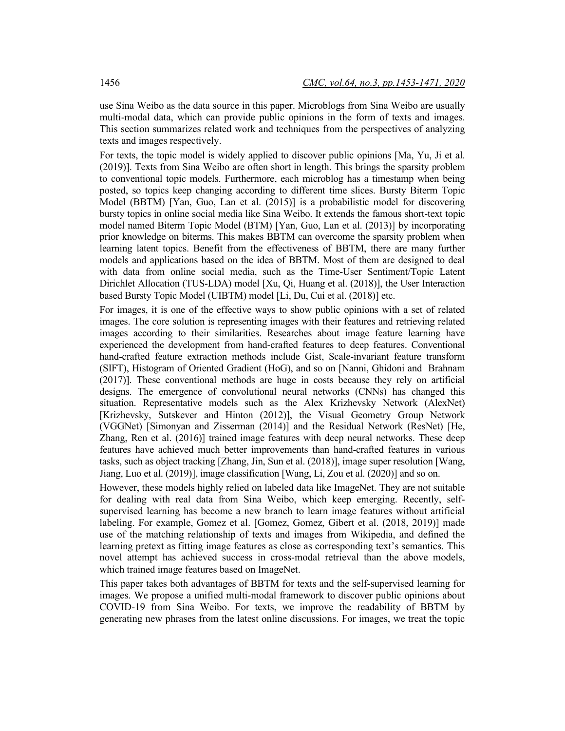use Sina Weibo as the data source in this paper. Microblogs from Sina Weibo are usually multi-modal data, which can provide public opinions in the form of texts and images. This section summarizes related work and techniques from the perspectives of analyzing texts and images respectively.

For texts, the topic model is widely applied to discover public opinions [Ma, Yu, Ji et al. (2019)]. Texts from Sina Weibo are often short in length. This brings the sparsity problem to conventional topic models. Furthermore, each microblog has a timestamp when being posted, so topics keep changing according to different time slices. Bursty Biterm Topic Model (BBTM) [Yan, Guo, Lan et al. (2015)] is a probabilistic model for discovering bursty topics in online social media like Sina Weibo. It extends the famous short-text topic model named Biterm Topic Model (BTM) [Yan, Guo, Lan et al. (2013)] by incorporating prior knowledge on biterms. This makes BBTM can overcome the sparsity problem when learning latent topics. Benefit from the effectiveness of BBTM, there are many further models and applications based on the idea of BBTM. Most of them are designed to deal with data from online social media, such as the Time-User Sentiment/Topic Latent Dirichlet Allocation (TUS-LDA) model [Xu, Qi, Huang et al. (2018)], the User Interaction based Bursty Topic Model (UIBTM) model [Li, Du, Cui et al. (2018)] etc.

For images, it is one of the effective ways to show public opinions with a set of related images. The core solution is representing images with their features and retrieving related images according to their similarities. Researches about image feature learning have experienced the development from hand-crafted features to deep features. Conventional hand-crafted feature extraction methods include Gist, Scale-invariant feature transform (SIFT), Histogram of Oriented Gradient (HoG), and so on [Nanni, Ghidoni and Brahnam (2017)]. These conventional methods are huge in costs because they rely on artificial designs. The emergence of convolutional neural networks (CNNs) has changed this situation. Representative models such as the Alex Krizhevsky Network (AlexNet) [Krizhevsky, Sutskever and Hinton (2012)], the Visual Geometry Group Network (VGGNet) [Simonyan and Zisserman (2014)] and the Residual Network (ResNet) [He, Zhang, Ren et al. (2016)] trained image features with deep neural networks. These deep features have achieved much better improvements than hand-crafted features in various tasks, such as object tracking [Zhang, Jin, Sun et al. (2018)], image super resolution [Wang, Jiang, Luo et al. (2019)], image classification [Wang, Li, Zou et al. (2020)] and so on.

However, these models highly relied on labeled data like ImageNet. They are not suitable for dealing with real data from Sina Weibo, which keep emerging. Recently, self-supervised learning has become a new branch to learn image features without artificial labeling. For example, Gomez et al. [Gomez, Gomez, Gibert et al. (2018, 2019)] made use of the matching relationship of texts and images from Wikipedia, and defined the learning pretext as fitting image features as close as corresponding text's semantics. This novel attempt has achieved success in cross-modal retrieval than the above models, which trained image features based on ImageNet.

This paper takes both advantages of BBTM for texts and the self-supervised learning for images. We propose a unified multi-modal framework to discover public opinions about COVID-19 from Sina Weibo. For texts, we improve the readability of BBTM by generating new phrases from the latest online discussions. For images, we treat the topic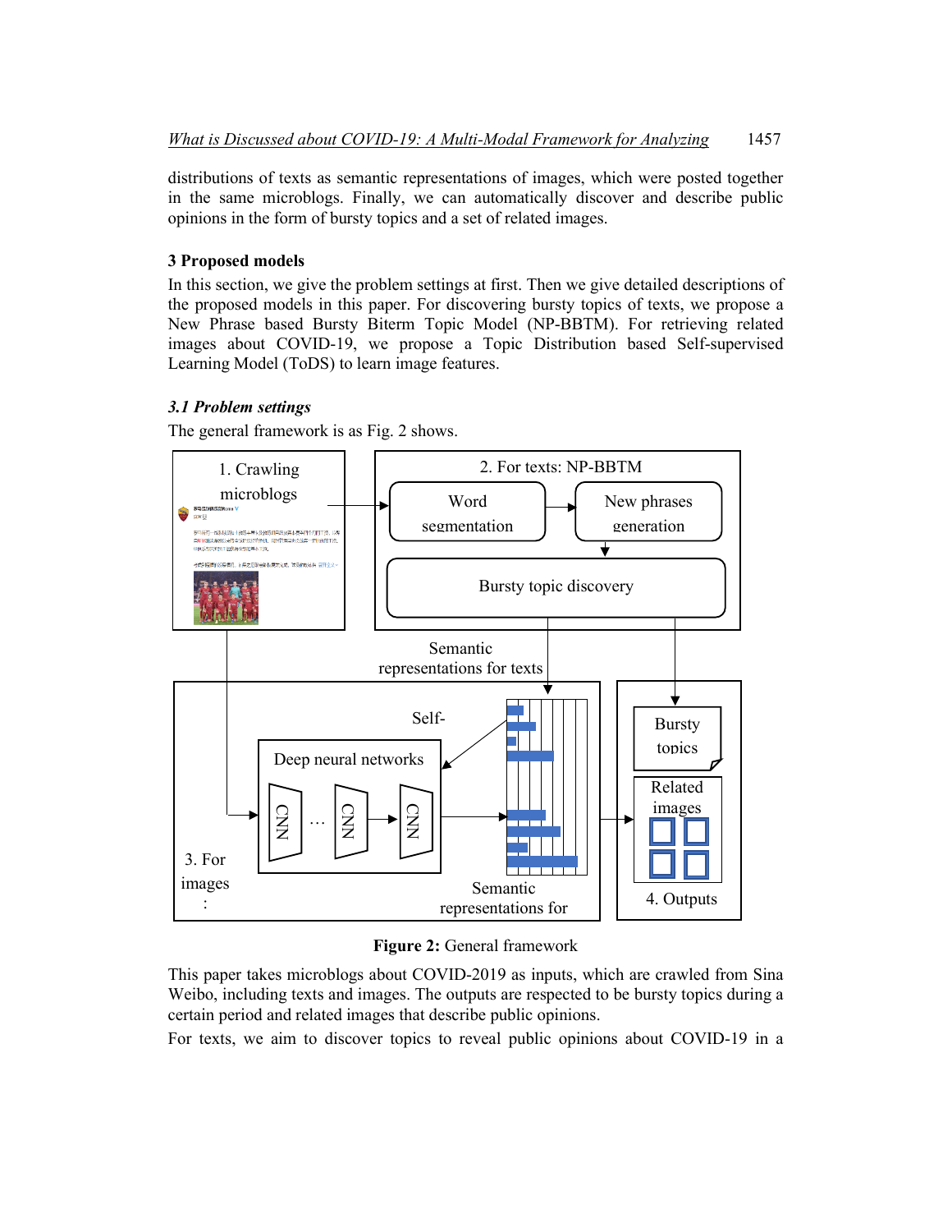distributions of texts as semantic representations of images, which were posted together in the same microblogs. Finally, we can automatically discover and describe public opinions in the form of bursty topics and a set of related images.

## 3 Proposed models

In this section, we give the problem settings at first. Then we give detailed descriptions of the proposed models in this paper. For discovering bursty topics of texts, we propose a New Phrase based Bursty Biterm Topic Model (NP-BBTM). For retrieving related images about COVID-19, we propose a Topic Distribution based Self-supervised Learning Model (ToDS) to learn image features.

### *3.1 Problem settings*

The general framework is as Fig. 2 shows.

**Figure 2:** General framework

This paper takes microblogs about COVID-2019 as inputs, which are crawled from Sina Weibo, including texts and images. The outputs are respected to be bursty topics during a certain period and related images that describe public opinions.

For texts, we aim to discover topics to reveal public opinions about COVID-19 in a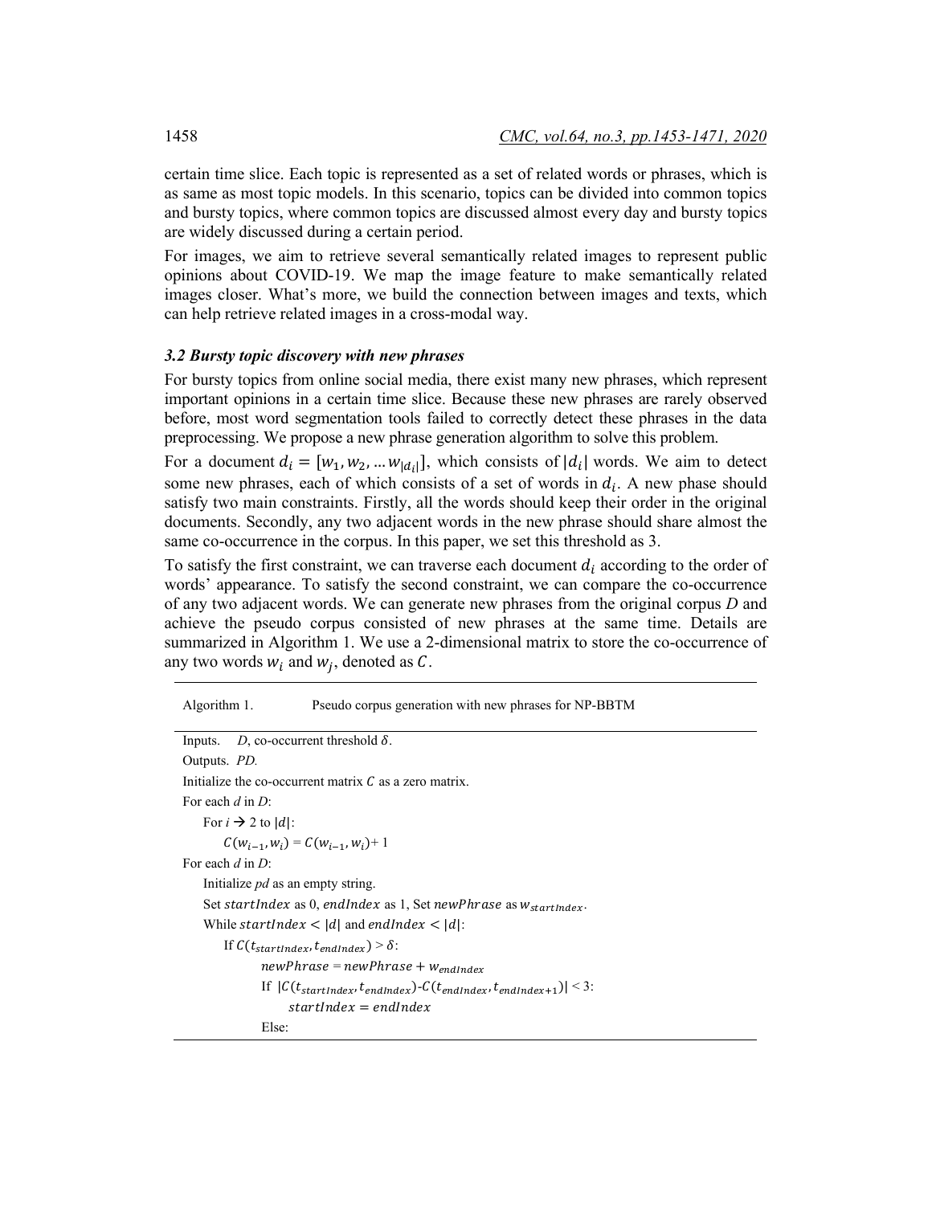certain time slice. Each topic is represented as a set of related words or phrases, which is as same as most topic models. In this scenario, topics can be divided into common topics and bursty topics, where common topics are discussed almost every day and bursty topics are widely discussed during a certain period.

For images, we aim to retrieve several semantically related images to represent public opinions about COVID-19. We map the image feature to make semantically related images closer. What's more, we build the connection between images and texts, which can help retrieve related images in a cross-modal way.

### *3.2 Bursty topic discovery with new phrases*

For bursty topics from online social media, there exist many new phrases, which represent important opinions in a certain time slice. Because these new phrases are rarely observed before, most word segmentation tools failed to correctly detect these phrases in the data preprocessing. We propose a new phrase generation algorithm to solve this problem.

For a document $d_i = [w_1, w_2, \ldots w_{|d_i|}]$, which consists of $|d_i|$ words. We aim to detect some new phrases, each of which consists of a set of words in $d_i$. A new phase should satisfy two main constraints. Firstly, all the words should keep their order in the original documents. Secondly, any two adjacent words in the new phrase should share almost the same co-occurrence in the corpus. In this paper, we set this threshold as 3.

To satisfy the first constraint, we can traverse each document $d_i$ according to the order of words' appearance. To satisfy the second constraint, we can compare the co-occurrence of any two adjacent words. We can generate new phrases from the original corpus *D* and achieve the pseudo corpus consisted of new phrases at the same time. Details are summarized in Algorithm 1. We use a 2-dimensional matrix to store the co-occurrence of any two words $w_i$ and $w_j$, denoted as $C$.

---

Algorithm 1. Pseudo corpus generation with new phrases for NP-BBTM

---

Inputs. *D*, co-occurrent threshold $\delta$.

Outputs. *PD.*

Initialize the co-occurrent matrix $C$ as a zero matrix.

For each *d* in *D*:

&nbsp;&nbsp;&nbsp;&nbsp;For $i \rightarrow 2$ to $|d|$:

&nbsp;&nbsp;&nbsp;&nbsp;&nbsp;&nbsp;&nbsp;&nbsp;$C(w_{i-1}, w_i) = C(w_{i-1}, w_i) + 1$

For each *d* in *D*:

&nbsp;&nbsp;&nbsp;&nbsp;Initialize *pd* as an empty string.

&nbsp;&nbsp;&nbsp;&nbsp;Set $startIndex$ as 0, $endIndex$ as 1, Set $newPhrase$ as $w_{startIndex}$.

&nbsp;&nbsp;&nbsp;&nbsp;While $startIndex < |d|$ and $endIndex < |d|$:

&nbsp;&nbsp;&nbsp;&nbsp;&nbsp;&nbsp;&nbsp;&nbsp;If $C(t_{startIndex}, t_{endIndex}) > \delta$:

&nbsp;&nbsp;&nbsp;&nbsp;&nbsp;&nbsp;&nbsp;&nbsp;&nbsp;&nbsp;&nbsp;&nbsp;$newPhrase = newPhrase + w_{endIndex}$

&nbsp;&nbsp;&nbsp;&nbsp;&nbsp;&nbsp;&nbsp;&nbsp;&nbsp;&nbsp;&nbsp;&nbsp;If $|C(t_{startIndex}, t_{endIndex})\text{-}C(t_{endIndex}, t_{endIndex+1})| < 3$:

&nbsp;&nbsp;&nbsp;&nbsp;&nbsp;&nbsp;&nbsp;&nbsp;&nbsp;&nbsp;&nbsp;&nbsp;&nbsp;&nbsp;&nbsp;&nbsp;$startIndex = endIndex$

&nbsp;&nbsp;&nbsp;&nbsp;&nbsp;&nbsp;&nbsp;&nbsp;&nbsp;&nbsp;&nbsp;&nbsp;Else: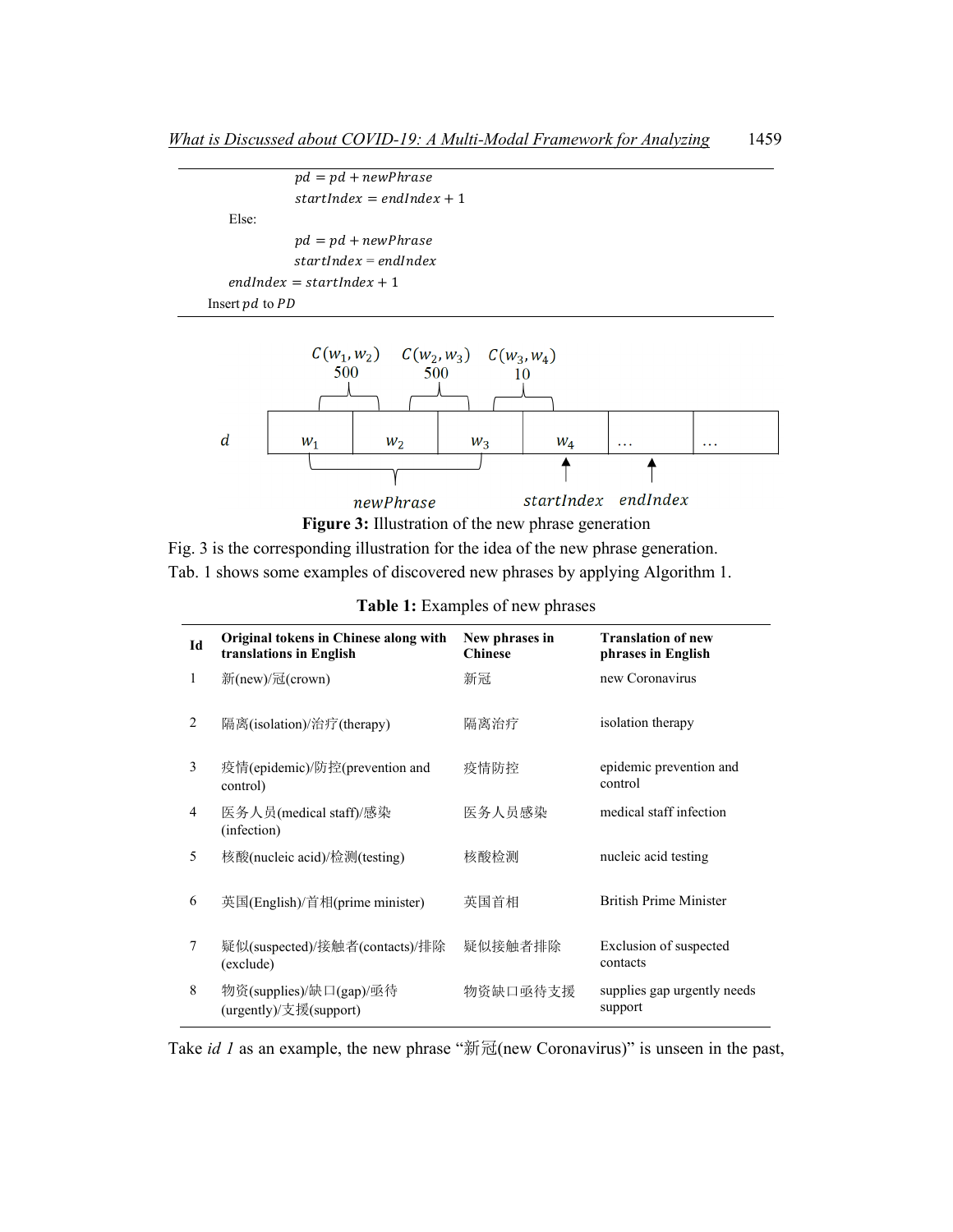$pd = pd + newPhrase$

$startIndex = endIndex + 1$

Else:

$pd = pd + newPhrase$

$startIndex = endIndex$

$endIndex = startIndex + 1$

Insert $pd$ to $PD$

**Figure 3:** Illustration of the new phrase generation

Fig. 3 is the corresponding illustration for the idea of the new phrase generation. Tab. 1 shows some examples of discovered new phrases by applying Algorithm 1.

**Table 1:** Examples of new phrases

| Id | Original tokens in Chinese along with translations in English | New phrases in Chinese | Translation of new phrases in English |
|---|---|---|---|
| 1 | 新(new)/冠(crown) | 新冠 | new Coronavirus |
| 2 | 隔离(isolation)/治疗(therapy) | 隔离治疗 | isolation therapy |
| 3 | 疫情(epidemic)/防控(prevention and control) | 疫情防控 | epidemic prevention and control |
| 4 | 医务人员(medical staff)/感染 (infection) | 医务人员感染 | medical staff infection |
| 5 | 核酸(nucleic acid)/检测(testing) | 核酸检测 | nucleic acid testing |
| 6 | 英国(English)/首相(prime minister) | 英国首相 | British Prime Minister |
| 7 | 疑似(suspected)/接触者(contacts)/排除 (exclude) | 疑似接触者排除 | Exclusion of suspected contacts |
| 8 | 物资(supplies)/缺口(gap)/亟待 (urgently)/支援(support) | 物资缺口亟待支援 | supplies gap urgently needs support |

Take *id 1* as an example, the new phrase "新冠(new Coronavirus)" is unseen in the past,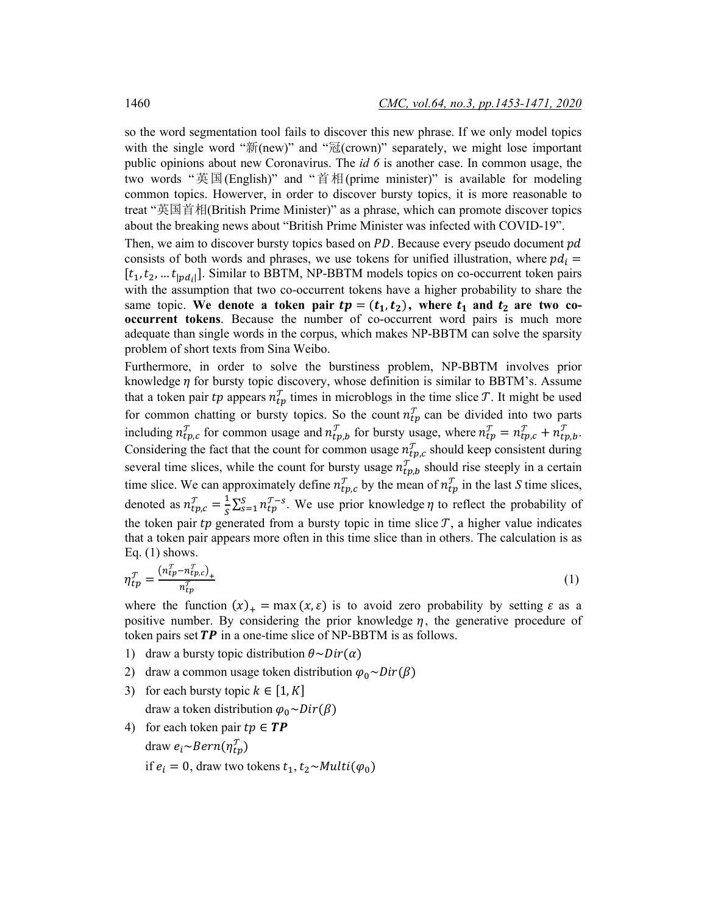so the word segmentation tool fails to discover this new phrase. If we only model topics with the single word "新(new)" and "冠(crown)" separately, we might lose important public opinions about new Coronavirus. The *id 6* is another case. In common usage, the two words "英国(English)" and "首相(prime minister)" is available for modeling common topics. However, in order to discover bursty topics, it is more reasonable to treat "英国首相(British Prime Minister)" as a phrase, which can promote discover topics about the breaking news about "British Prime Minister was infected with COVID-19".

Then, we aim to discover bursty topics based on $PD$. Because every pseudo document $pd$ consists of both words and phrases, we use tokens for unified illustration, where $pd_i = [t_1, t_2, \dots t_{|pd_i|}]$. Similar to BBTM, NP-BBTM models topics on co-occurrent token pairs with the assumption that two co-occurrent tokens have a higher probability to share the same topic. **We denote a token pair $tp = (t_1, t_2)$, where $t_1$ and $t_2$ are two co-occurrent tokens**. Because the number of co-occurrent word pairs is much more adequate than single words in the corpus, which makes NP-BBTM can solve the sparsity problem of short texts from Sina Weibo.

Furthermore, in order to solve the burstiness problem, NP-BBTM involves prior knowledge $\eta$ for bursty topic discovery, whose definition is similar to BBTM's. Assume that a token pair $tp$ appears $n_{tp}^{\mathcal{T}}$ times in microblogs in the time slice $\mathcal{T}$. It might be used for common chatting or bursty topics. So the count $n_{tp}^{\mathcal{T}}$ can be divided into two parts including $n_{tp,c}^{\mathcal{T}}$ for common usage and $n_{tp,b}^{\mathcal{T}}$ for bursty usage, where $n_{tp}^{\mathcal{T}} = n_{tp,c}^{\mathcal{T}} + n_{tp,b}^{\mathcal{T}}$. Considering the fact that the count for common usage $n_{tp,c}^{\mathcal{T}}$ should keep consistent during several time slices, while the count for bursty usage $n_{tp,b}^{\mathcal{T}}$ should rise steeply in a certain time slice. We can approximately define $n_{tp,c}^{\mathcal{T}}$ by the mean of $n_{tp}^{\mathcal{T}}$ in the last *S* time slices, denoted as $n_{tp,c}^{\mathcal{T}} = \frac{1}{S}\sum_{s=1}^{S} n_{tp}^{\mathcal{T}-s}$. We use prior knowledge $\eta$ to reflect the probability of the token pair $tp$ generated from a bursty topic in time slice $\mathcal{T}$, a higher value indicates that a token pair appears more often in this time slice than in others. The calculation is as Eq. (1) shows.

$$\eta_{tp}^{\mathcal{T}} = \frac{\left(n_{tp}^{\mathcal{T}} - n_{tp,c}^{\mathcal{T}}\right)_+}{n_{tp}^{\mathcal{T}}} \tag{1}$$

where the function $(x)_+ = \max(x, \varepsilon)$ is to avoid zero probability by setting $\varepsilon$ as a positive number. By considering the prior knowledge $\eta$, the generative procedure of token pairs set $\boldsymbol{TP}$ in a one-time slice of NP-BBTM is as follows.

1) draw a bursty topic distribution $\theta \sim Dir(\alpha)$
2) draw a common usage token distribution $\varphi_0 \sim Dir(\beta)$
3) for each bursty topic $k \in [1, K]$
   draw a token distribution $\varphi_0 \sim Dir(\beta)$
4) for each token pair $tp \in \boldsymbol{TP}$
   draw $e_i \sim Bern(\eta_{tp}^{\mathcal{T}})$
   if $e_i = 0$, draw two tokens $t_1, t_2 \sim Multi(\varphi_0)$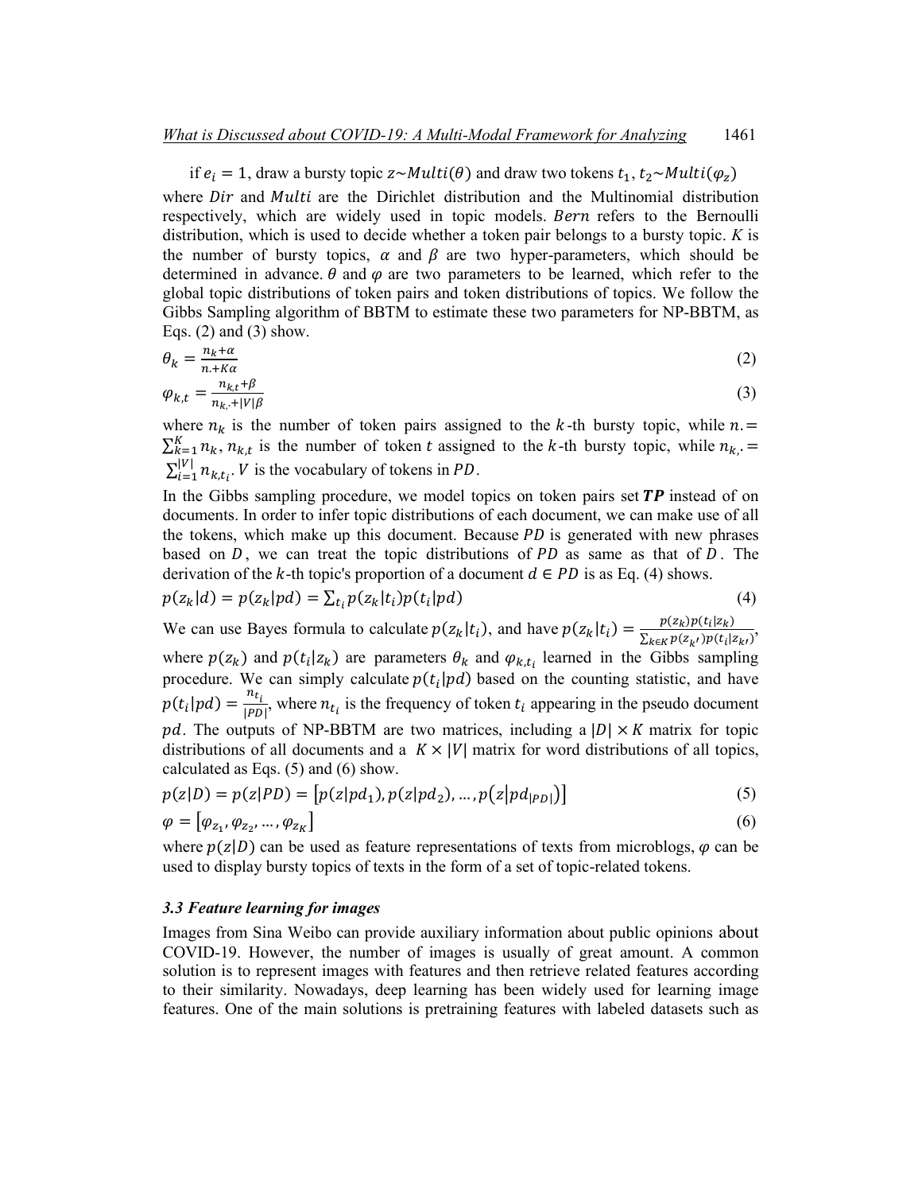if $e_i = 1$, draw a bursty topic $z \sim Multi(\theta)$ and draw two tokens $t_1, t_2 \sim Multi(\varphi_z)$

where $Dir$ and $Multi$ are the Dirichlet distribution and the Multinomial distribution respectively, which are widely used in topic models. $Bern$ refers to the Bernoulli distribution, which is used to decide whether a token pair belongs to a bursty topic. $K$ is the number of bursty topics, $\alpha$ and $\beta$ are two hyper-parameters, which should be determined in advance. $\theta$ and $\varphi$ are two parameters to be learned, which refer to the global topic distributions of token pairs and token distributions of topics. We follow the Gibbs Sampling algorithm of BBTM to estimate these two parameters for NP-BBTM, as Eqs. (2) and (3) show.

$$\theta_k = \frac{n_k + \alpha}{n_{.} + K\alpha} \tag{2}$$

$$\varphi_{k,t} = \frac{n_{k,t} + \beta}{n_{k,.} + |V|\beta} \tag{3}$$

where $n_k$ is the number of token pairs assigned to the $k$-th bursty topic, while $n_{.} = \sum_{k=1}^{K} n_k$, $n_{k,t}$ is the number of token $t$ assigned to the $k$-th bursty topic, while $n_{k,.} = \sum_{i=1}^{|V|} n_{k,t_i}$. $V$ is the vocabulary of tokens in $PD$.

In the Gibbs sampling procedure, we model topics on token pairs set $\boldsymbol{TP}$ instead of on documents. In order to infer topic distributions of each document, we can make use of all the tokens, which make up this document. Because $PD$ is generated with new phrases based on $D$, we can treat the topic distributions of $PD$ as same as that of $D$. The derivation of the $k$-th topic's proportion of a document $d \in PD$ is as Eq. (4) shows.

$$p(z_k|d) = p(z_k|pd) = \sum_{t_i} p(z_k|t_i) p(t_i|pd) \tag{4}$$

We can use Bayes formula to calculate $p(z_k|t_i)$, and have $p(z_k|t_i) = \frac{p(z_k)p(t_i|z_k)}{\sum_{k \in K} p(z_{k'})p(t_i|z_{k'})}$, where $p(z_k)$ and $p(t_i|z_k)$ are parameters $\theta_k$ and $\varphi_{k,t_i}$ learned in the Gibbs sampling procedure. We can simply calculate $p(t_i|pd)$ based on the counting statistic, and have $p(t_i|pd) = \frac{n_{t_i}}{|PD|}$, where $n_{t_i}$ is the frequency of token $t_i$ appearing in the pseudo document $pd$. The outputs of NP-BBTM are two matrices, including a $|D| \times K$ matrix for topic distributions of all documents and a $K \times |V|$ matrix for word distributions of all topics, calculated as Eqs. (5) and (6) show.

$$p(z|D) = p(z|PD) = \left[p(z|pd_1), p(z|pd_2), \ldots, p\left(z\middle|pd_{|PD|}\right)\right] \tag{5}$$

$$\varphi = \left[\varphi_{z_1}, \varphi_{z_2}, \ldots, \varphi_{z_K}\right] \tag{6}$$

where $p(z|D)$ can be used as feature representations of texts from microblogs, $\varphi$ can be used to display bursty topics of texts in the form of a set of topic-related tokens.

### *3.3 Feature learning for images*

Images from Sina Weibo can provide auxiliary information about public opinions about COVID-19. However, the number of images is usually of great amount. A common solution is to represent images with features and then retrieve related features according to their similarity. Nowadays, deep learning has been widely used for learning image features. One of the main solutions is pretraining features with labeled datasets such as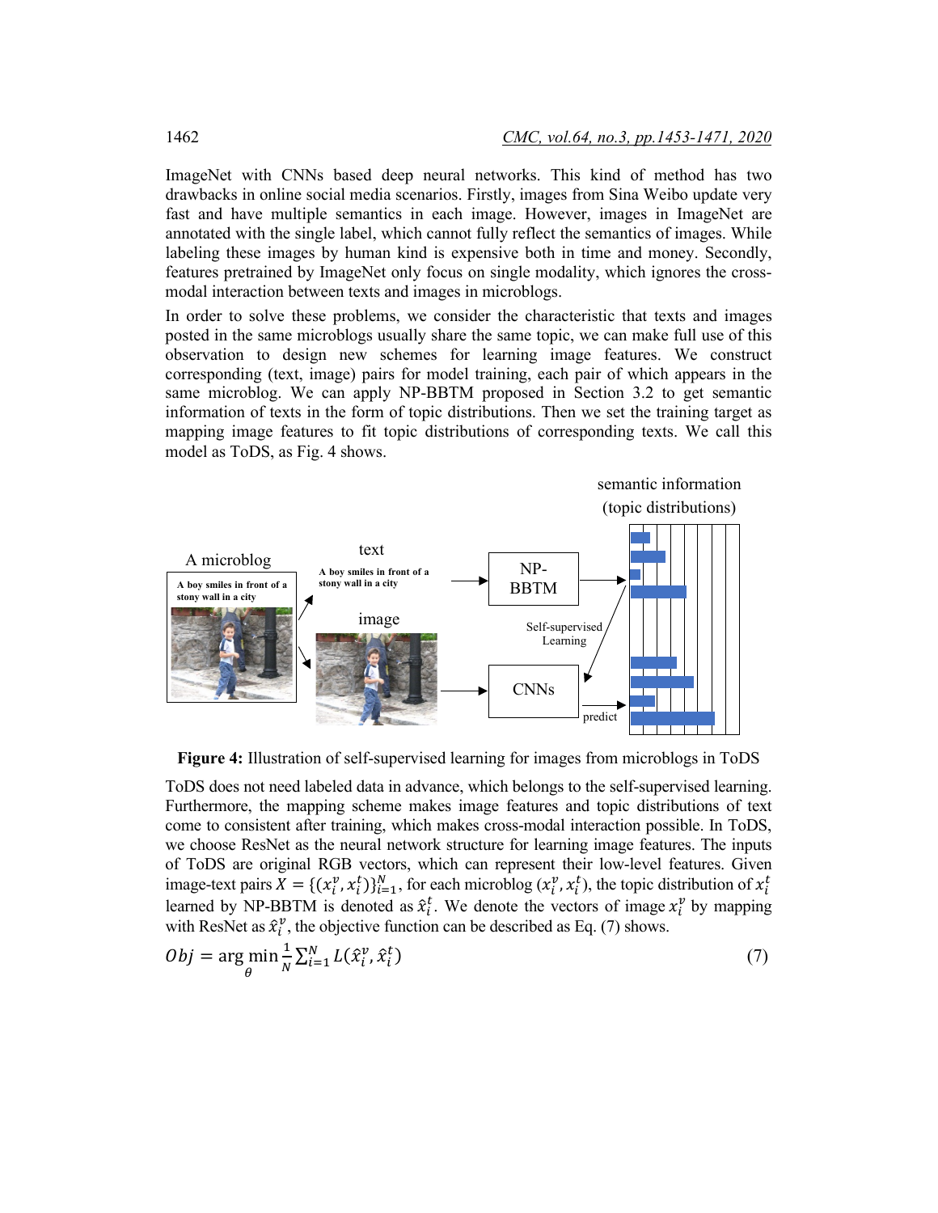ImageNet with CNNs based deep neural networks. This kind of method has two drawbacks in online social media scenarios. Firstly, images from Sina Weibo update very fast and have multiple semantics in each image. However, images in ImageNet are annotated with the single label, which cannot fully reflect the semantics of images. While labeling these images by human kind is expensive both in time and money. Secondly, features pretrained by ImageNet only focus on single modality, which ignores the cross-modal interaction between texts and images in microblogs.

In order to solve these problems, we consider the characteristic that texts and images posted in the same microblogs usually share the same topic, we can make full use of this observation to design new schemes for learning image features. We construct corresponding (text, image) pairs for model training, each pair of which appears in the same microblog. We can apply NP-BBTM proposed in Section 3.2 to get semantic information of texts in the form of topic distributions. Then we set the training target as mapping image features to fit topic distributions of corresponding texts. We call this model as ToDS, as Fig. 4 shows.

**Figure 4:** Illustration of self-supervised learning for images from microblogs in ToDS

ToDS does not need labeled data in advance, which belongs to the self-supervised learning. Furthermore, the mapping scheme makes image features and topic distributions of text come to consistent after training, which makes cross-modal interaction possible. In ToDS, we choose ResNet as the neural network structure for learning image features. The inputs of ToDS are original RGB vectors, which can represent their low-level features. Given image-text pairs $X = \{(x_i^v, x_i^t)\}_{i=1}^N$, for each microblog $(x_i^v, x_i^t)$, the topic distribution of $x_i^t$ learned by NP-BBTM is denoted as $\hat{x}_i^t$. We denote the vectors of image $x_i^v$ by mapping with ResNet as $\hat{x}_i^v$, the objective function can be described as Eq. (7) shows.

$$Obj = \arg\min_{\theta} \frac{1}{N} \sum_{i=1}^{N} L(\hat{x}_i^v, \hat{x}_i^t) \tag{7}$$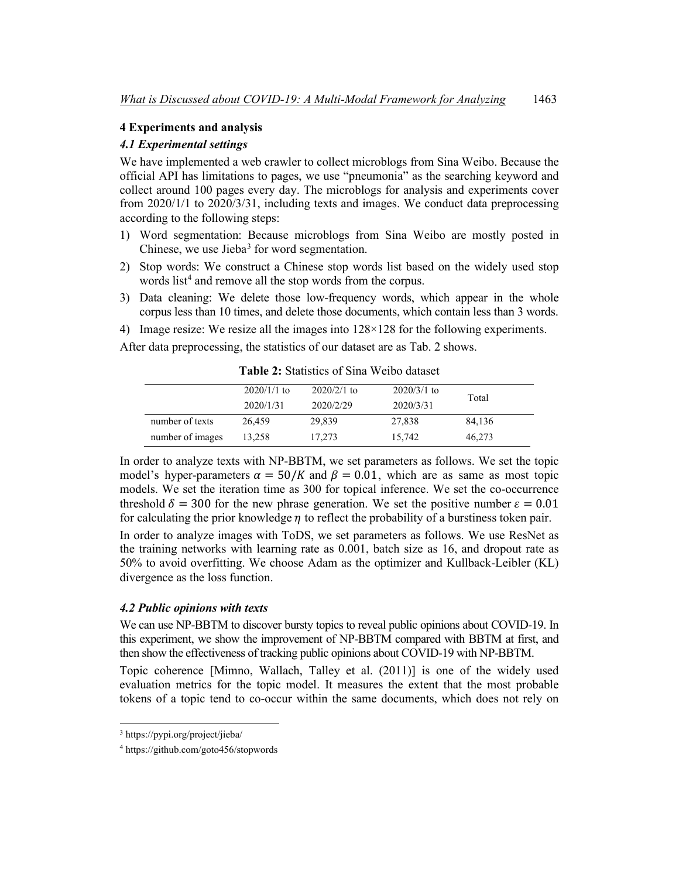## 4 Experiments and analysis

### *4.1 Experimental settings*

We have implemented a web crawler to collect microblogs from Sina Weibo. Because the official API has limitations to pages, we use "pneumonia" as the searching keyword and collect around 100 pages every day. The microblogs for analysis and experiments cover from 2020/1/1 to 2020/3/31, including texts and images. We conduct data preprocessing according to the following steps:

1) Word segmentation: Because microblogs from Sina Weibo are mostly posted in Chinese, we use Jieba[3] for word segmentation.
2) Stop words: We construct a Chinese stop words list based on the widely used stop words list[4] and remove all the stop words from the corpus.
3) Data cleaning: We delete those low-frequency words, which appear in the whole corpus less than 10 times, and delete those documents, which contain less than 3 words.
4) Image resize: We resize all the images into 128×128 for the following experiments.

After data preprocessing, the statistics of our dataset are as Tab. 2 shows.

**Table 2:** Statistics of Sina Weibo dataset

| | 2020/1/1 to 2020/1/31 | 2020/2/1 to 2020/2/29 | 2020/3/1 to 2020/3/31 | Total |
|---|---|---|---|---|
| number of texts | 26,459 | 29,839 | 27,838 | 84,136 |
| number of images | 13,258 | 17,273 | 15,742 | 46,273 |

In order to analyze texts with NP-BBTM, we set parameters as follows. We set the topic model's hyper-parameters $\alpha = 50/K$ and $\beta = 0.01$, which are as same as most topic models. We set the iteration time as 300 for topical inference. We set the co-occurrence threshold $\delta = 300$ for the new phrase generation. We set the positive number $\varepsilon = 0.01$ for calculating the prior knowledge $\eta$ to reflect the probability of a burstiness token pair.

In order to analyze images with ToDS, we set parameters as follows. We use ResNet as the training networks with learning rate as 0.001, batch size as 16, and dropout rate as 50% to avoid overfitting. We choose Adam as the optimizer and Kullback-Leibler (KL) divergence as the loss function.

### *4.2 Public opinions with texts*

We can use NP-BBTM to discover bursty topics to reveal public opinions about COVID-19. In this experiment, we show the improvement of NP-BBTM compared with BBTM at first, and then show the effectiveness of tracking public opinions about COVID-19 with NP-BBTM.

Topic coherence [Mimno, Wallach, Talley et al. (2011)] is one of the widely used evaluation metrics for the topic model. It measures the extent that the most probable tokens of a topic tend to co-occur within the same documents, which does not rely on

---

[3] https://pypi.org/project/jieba/

[4] https://github.com/goto456/stopwords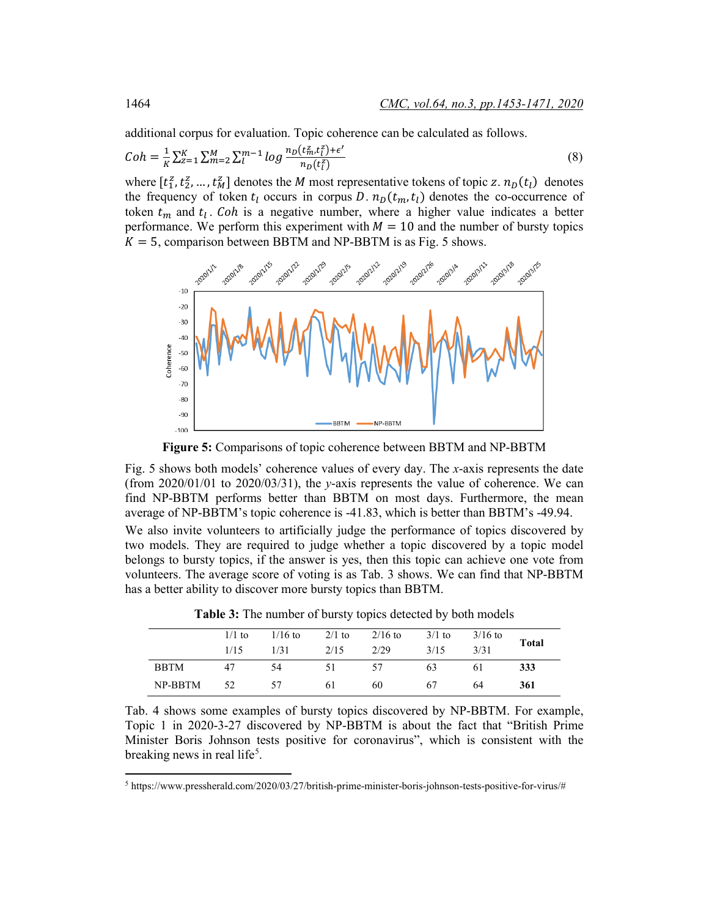additional corpus for evaluation. Topic coherence can be calculated as follows.

$$Coh = \frac{1}{K}\sum_{z=1}^{K}\sum_{m=2}^{M}\sum_{l}^{m-1} log\,\frac{n_D(t_m^z, t_l^z)+\epsilon'}{n_D(t_l^z)} \tag{8}$$

where $[t_1^z, t_2^z, \ldots, t_M^z]$ denotes the $M$ most representative tokens of topic $z$. $n_D(t_l)$ denotes the frequency of token $t_l$ occurs in corpus $D$. $n_D(t_m, t_l)$ denotes the co-occurrence of token $t_m$ and $t_l$. $Coh$ is a negative number, where a higher value indicates a better performance. We perform this experiment with $M = 10$ and the number of bursty topics $K = 5$, comparison between BBTM and NP-BBTM is as Fig. 5 shows.

**Figure 5:** Comparisons of topic coherence between BBTM and NP-BBTM

Fig. 5 shows both models' coherence values of every day. The *x*-axis represents the date (from 2020/01/01 to 2020/03/31), the *y*-axis represents the value of coherence. We can find NP-BBTM performs better than BBTM on most days. Furthermore, the mean average of NP-BBTM's topic coherence is -41.83, which is better than BBTM's -49.94.

We also invite volunteers to artificially judge the performance of topics discovered by two models. They are required to judge whether a topic discovered by a topic model belongs to bursty topics, if the answer is yes, then this topic can achieve one vote from volunteers. The average score of voting is as Tab. 3 shows. We can find that NP-BBTM has a better ability to discover more bursty topics than BBTM.

**Table 3:** The number of bursty topics detected by both models

| | 1/1 to 1/15 | 1/16 to 1/31 | 2/1 to 2/15 | 2/16 to 2/29 | 3/1 to 3/15 | 3/16 to 3/31 | Total |
|---|---|---|---|---|---|---|---|
| BBTM | 47 | 54 | 51 | 57 | 63 | 61 | **333** |
| NP-BBTM | 52 | 57 | 61 | 60 | 67 | 64 | **361** |

Tab. 4 shows some examples of bursty topics discovered by NP-BBTM. For example, Topic 1 in 2020-3-27 discovered by NP-BBTM is about the fact that "British Prime Minister Boris Johnson tests positive for coronavirus", which is consistent with the breaking news in real life[5].

---

[5] https://www.pressherald.com/2020/03/27/british-prime-minister-boris-johnson-tests-positive-for-virus/#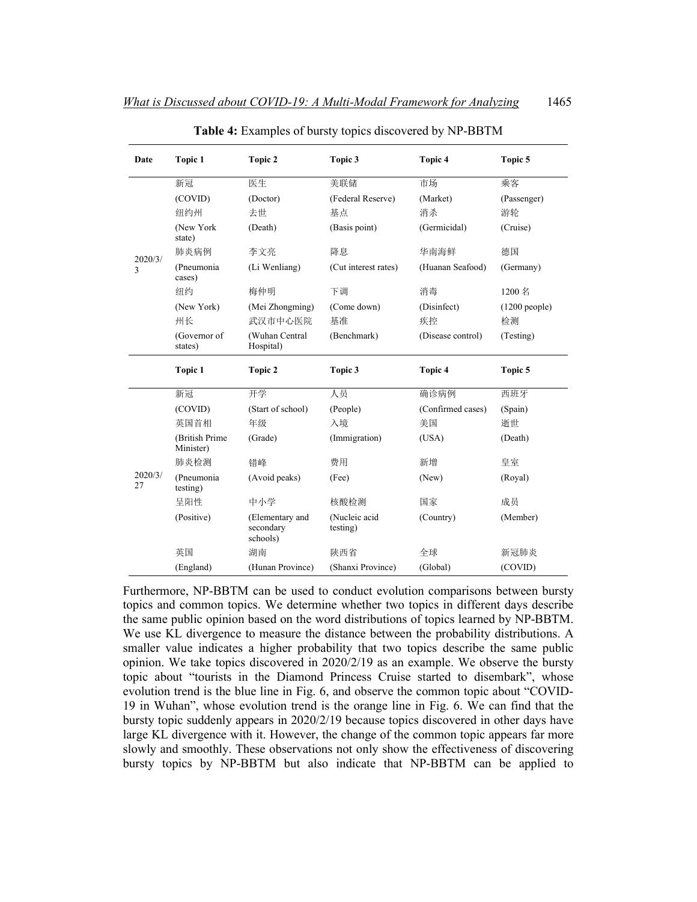**Table 4:** Examples of bursty topics discovered by NP-BBTM

| Date | Topic 1 | Topic 2 | Topic 3 | Topic 4 | Topic 5 |
|---|---|---|---|---|---|
| 2020/3/3 | 新冠 | 医生 | 美联储 | 市场 | 乘客 |
| | (COVID) | (Doctor) | (Federal Reserve) | (Market) | (Passenger) |
| | 纽约州 | 去世 | 基点 | 消杀 | 游轮 |
| | (New York state) | (Death) | (Basis point) | (Germicidal) | (Cruise) |
| | 肺炎病例 | 李文亮 | 降息 | 华南海鲜 | 德国 |
| | (Pneumonia cases) | (Li Wenliang) | (Cut interest rates) | (Huanan Seafood) | (Germany) |
| | 纽约 | 梅仲明 | 下调 | 消毒 | 1200 名 |
| | (New York) | (Mei Zhongming) | (Come down) | (Disinfect) | (1200 people) |
| | 州长 | 武汉市中心医院 | 基准 | 疾控 | 检测 |
| | (Governor of states) | (Wuhan Central Hospital) | (Benchmark) | (Disease control) | (Testing) |
| | **Topic 1** | **Topic 2** | **Topic 3** | **Topic 4** | **Topic 5** |
| 2020/3/27 | 新冠 | 开学 | 人员 | 确诊病例 | 西班牙 |
| | (COVID) | (Start of school) | (People) | (Confirmed cases) | (Spain) |
| | 英国首相 | 年级 | 入境 | 美国 | 逝世 |
| | (British Prime Minister) | (Grade) | (Immigration) | (USA) | (Death) |
| | 肺炎检测 | 错峰 | 费用 | 新增 | 皇室 |
| | (Pneumonia testing) | (Avoid peaks) | (Fee) | (New) | (Royal) |
| | 呈阳性 | 中小学 | 核酸检测 | 国家 | 成员 |
| | (Positive) | (Elementary and secondary schools) | (Nucleic acid testing) | (Country) | (Member) |
| | 英国 | 湖南 | 陕西省 | 全球 | 新冠肺炎 |
| | (England) | (Hunan Province) | (Shanxi Province) | (Global) | (COVID) |

Furthermore, NP-BBTM can be used to conduct evolution comparisons between bursty topics and common topics. We determine whether two topics in different days describe the same public opinion based on the word distributions of topics learned by NP-BBTM. We use KL divergence to measure the distance between the probability distributions. A smaller value indicates a higher probability that two topics describe the same public opinion. We take topics discovered in 2020/2/19 as an example. We observe the bursty topic about "tourists in the Diamond Princess Cruise started to disembark", whose evolution trend is the blue line in Fig. 6, and observe the common topic about "COVID-19 in Wuhan", whose evolution trend is the orange line in Fig. 6. We can find that the bursty topic suddenly appears in 2020/2/19 because topics discovered in other days have large KL divergence with it. However, the change of the common topic appears far more slowly and smoothly. These observations not only show the effectiveness of discovering bursty topics by NP-BBTM but also indicate that NP-BBTM can be applied to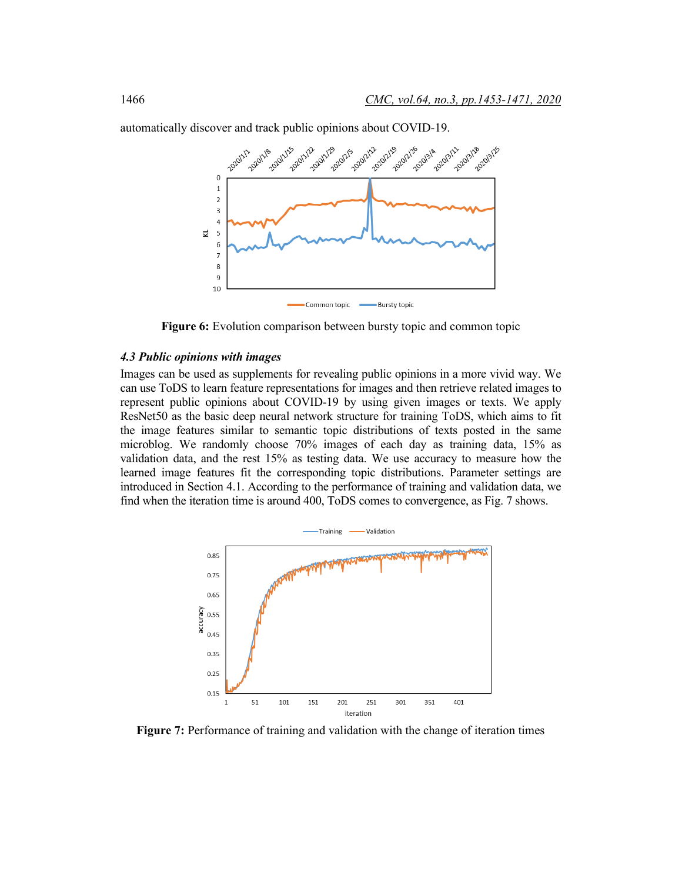automatically discover and track public opinions about COVID-19.

Figure 6: Evolution comparison between bursty topic and common topic

### *4.3 Public opinions with images*

Images can be used as supplements for revealing public opinions in a more vivid way. We can use ToDS to learn feature representations for images and then retrieve related images to represent public opinions about COVID-19 by using given images or texts. We apply ResNet50 as the basic deep neural network structure for training ToDS, which aims to fit the image features similar to semantic topic distributions of texts posted in the same microblog. We randomly choose 70% images of each day as training data, 15% as validation data, and the rest 15% as testing data. We use accuracy to measure how the learned image features fit the corresponding topic distributions. Parameter settings are introduced in Section 4.1. According to the performance of training and validation data, we find when the iteration time is around 400, ToDS comes to convergence, as Fig. 7 shows.

Figure 7: Performance of training and validation with the change of iteration times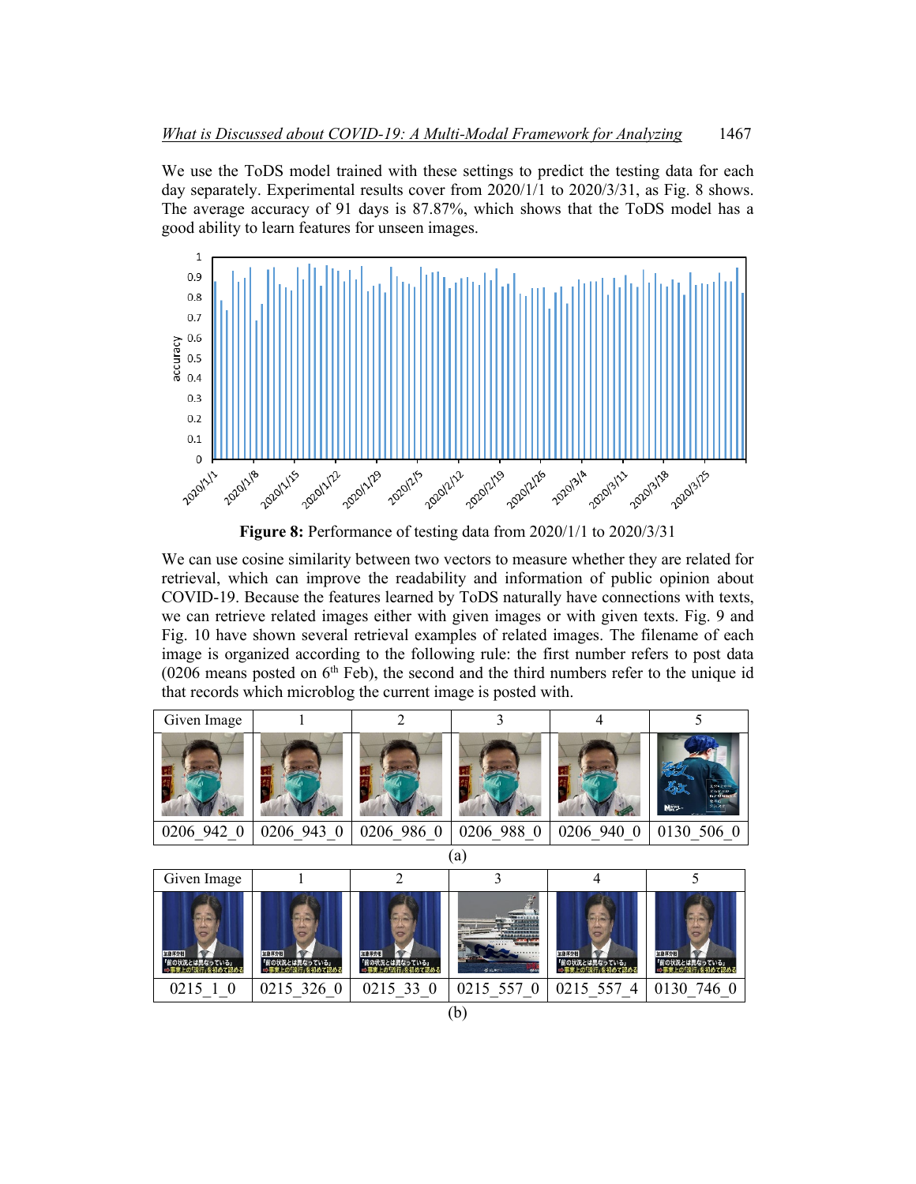We use the ToDS model trained with these settings to predict the testing data for each day separately. Experimental results cover from 2020/1/1 to 2020/3/31, as Fig. 8 shows. The average accuracy of 91 days is 87.87%, which shows that the ToDS model has a good ability to learn features for unseen images.

**Figure 8:** Performance of testing data from 2020/1/1 to 2020/3/31

We can use cosine similarity between two vectors to measure whether they are related for retrieval, which can improve the readability and information of public opinion about COVID-19. Because the features learned by ToDS naturally have connections with texts, we can retrieve related images either with given images or with given texts. Fig. 9 and Fig. 10 have shown several retrieval examples of related images. The filename of each image is organized according to the following rule: the first number refers to post data (0206 means posted on 6th Feb), the second and the third numbers refer to the unique id that records which microblog the current image is posted with.

| Given Image | 1 | 2 | 3 | 4 | 5 |
|---|---|---|---|---|---|
| | | | | | |
| 0206_942_0 | 0206_943_0 | 0206_986_0 | 0206_988_0 | 0206_940_0 | 0130_506_0 |

(a)

| Given Image | 1 | 2 | 3 | 4 | 5 |
|---|---|---|---|---|---|
| | | | | | |
| 0215_1_0 | 0215_326_0 | 0215_33_0 | 0215_557_0 | 0215_557_4 | 0130_746_0 |

(b)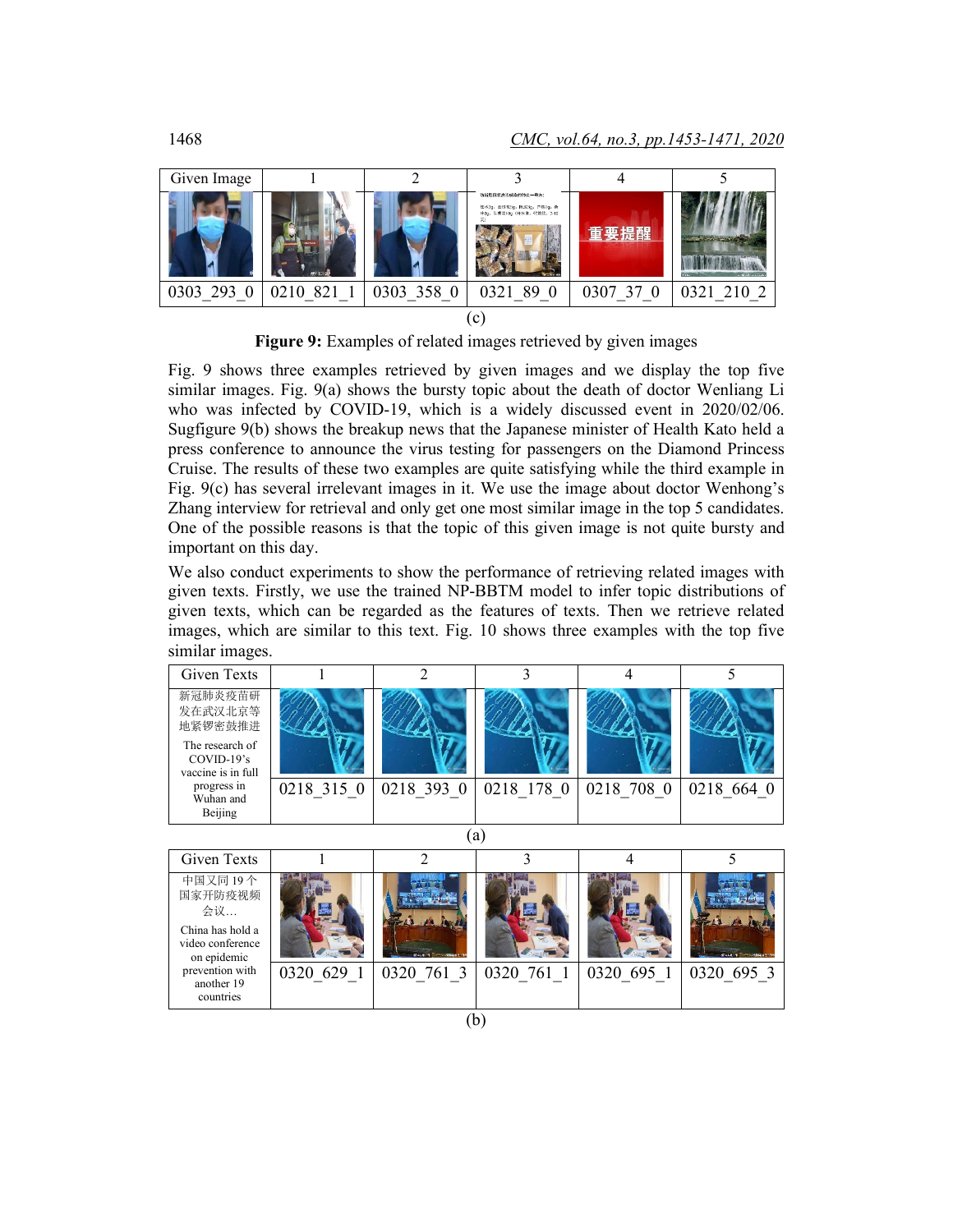| Given Image | 1 | 2 | 3 | 4 | 5 |
|---|---|---|---|---|---|
| 0303_293_0 | 0210_821_1 | 0303_358_0 | 0321_89_0 | 0307_37_0 | 0321_210_2 |

(c)

**Figure 9:** Examples of related images retrieved by given images

Fig. 9 shows three examples retrieved by given images and we display the top five similar images. Fig. 9(a) shows the bursty topic about the death of doctor Wenliang Li who was infected by COVID-19, which is a widely discussed event in 2020/02/06. Sugfigure 9(b) shows the breakup news that the Japanese minister of Health Kato held a press conference to announce the virus testing for passengers on the Diamond Princess Cruise. The results of these two examples are quite satisfying while the third example in Fig. 9(c) has several irrelevant images in it. We use the image about doctor Wenhong's Zhang interview for retrieval and only get one most similar image in the top 5 candidates. One of the possible reasons is that the topic of this given image is not quite bursty and important on this day.

We also conduct experiments to show the performance of retrieving related images with given texts. Firstly, we use the trained NP-BBTM model to infer topic distributions of given texts, which can be regarded as the features of texts. Then we retrieve related images, which are similar to this text. Fig. 10 shows three examples with the top five similar images.

| Given Texts | 1 | 2 | 3 | 4 | 5 |
|---|---|---|---|---|---|
| 新冠肺炎疫苗研发在武汉北京等地紧锣密鼓推进 The research of COVID-19's vaccine is in full progress in Wuhan and Beijing | 0218_315_0 | 0218_393_0 | 0218_178_0 | 0218_708_0 | 0218_664_0 |

(a)

| Given Texts | 1 | 2 | 3 | 4 | 5 |
|---|---|---|---|---|---|
| 中国又同19个国家开防疫视频会议… China has hold a video conference on epidemic prevention with another 19 countries | 0320_629_1 | 0320_761_3 | 0320_761_1 | 0320_695_1 | 0320_695_3 |

(b)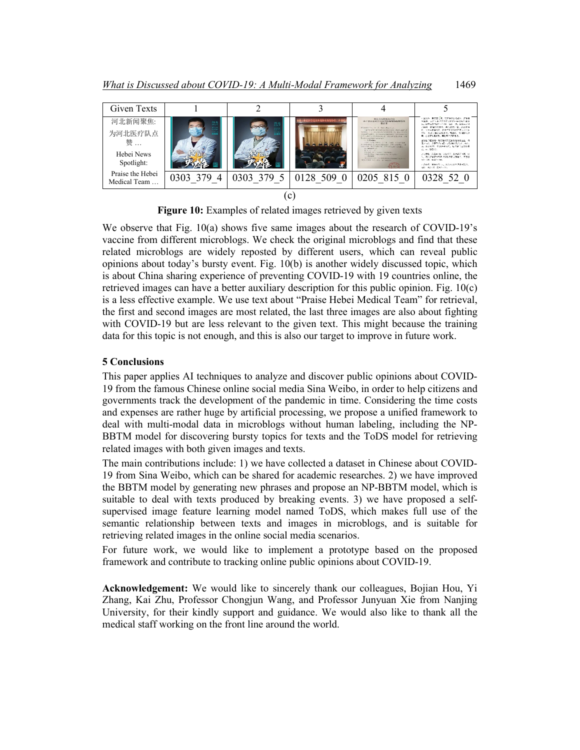| Given Texts | 1 | 2 | 3 | 4 | 5 |
|---|---|---|---|---|---|
| 河北新闻聚焦: 为河北医疗队点赞 … Hebei News Spotlight: Praise the Hebei Medical Team … | | | | | |
| | 0303_379_4 | 0303_379_5 | 0128_509_0 | 0205_815_0 | 0328_52_0 |

(c)

**Figure 10:** Examples of related images retrieved by given texts

We observe that Fig. 10(a) shows five same images about the research of COVID-19's vaccine from different microblogs. We check the original microblogs and find that these related microblogs are widely reposted by different users, which can reveal public opinions about today's bursty event. Fig. 10(b) is another widely discussed topic, which is about China sharing experience of preventing COVID-19 with 19 countries online, the retrieved images can have a better auxiliary description for this public opinion. Fig. 10(c) is a less effective example. We use text about "Praise Hebei Medical Team" for retrieval, the first and second images are most related, the last three images are also about fighting with COVID-19 but are less relevant to the given text. This might because the training data for this topic is not enough, and this is also our target to improve in future work.

## 5 Conclusions

This paper applies AI techniques to analyze and discover public opinions about COVID-19 from the famous Chinese online social media Sina Weibo, in order to help citizens and governments track the development of the pandemic in time. Considering the time costs and expenses are rather huge by artificial processing, we propose a unified framework to deal with multi-modal data in microblogs without human labeling, including the NP-BBTM model for discovering bursty topics for texts and the ToDS model for retrieving related images with both given images and texts.

The main contributions include: 1) we have collected a dataset in Chinese about COVID-19 from Sina Weibo, which can be shared for academic researches. 2) we have improved the BBTM model by generating new phrases and propose an NP-BBTM model, which is suitable to deal with texts produced by breaking events. 3) we have proposed a self-supervised image feature learning model named ToDS, which makes full use of the semantic relationship between texts and images in microblogs, and is suitable for retrieving related images in the online social media scenarios.

For future work, we would like to implement a prototype based on the proposed framework and contribute to tracking online public opinions about COVID-19.

**Acknowledgement:** We would like to sincerely thank our colleagues, Bojian Hou, Yi Zhang, Kai Zhu, Professor Chongjun Wang, and Professor Junyuan Xie from Nanjing University, for their kindly support and guidance. We would also like to thank all the medical staff working on the front line around the world.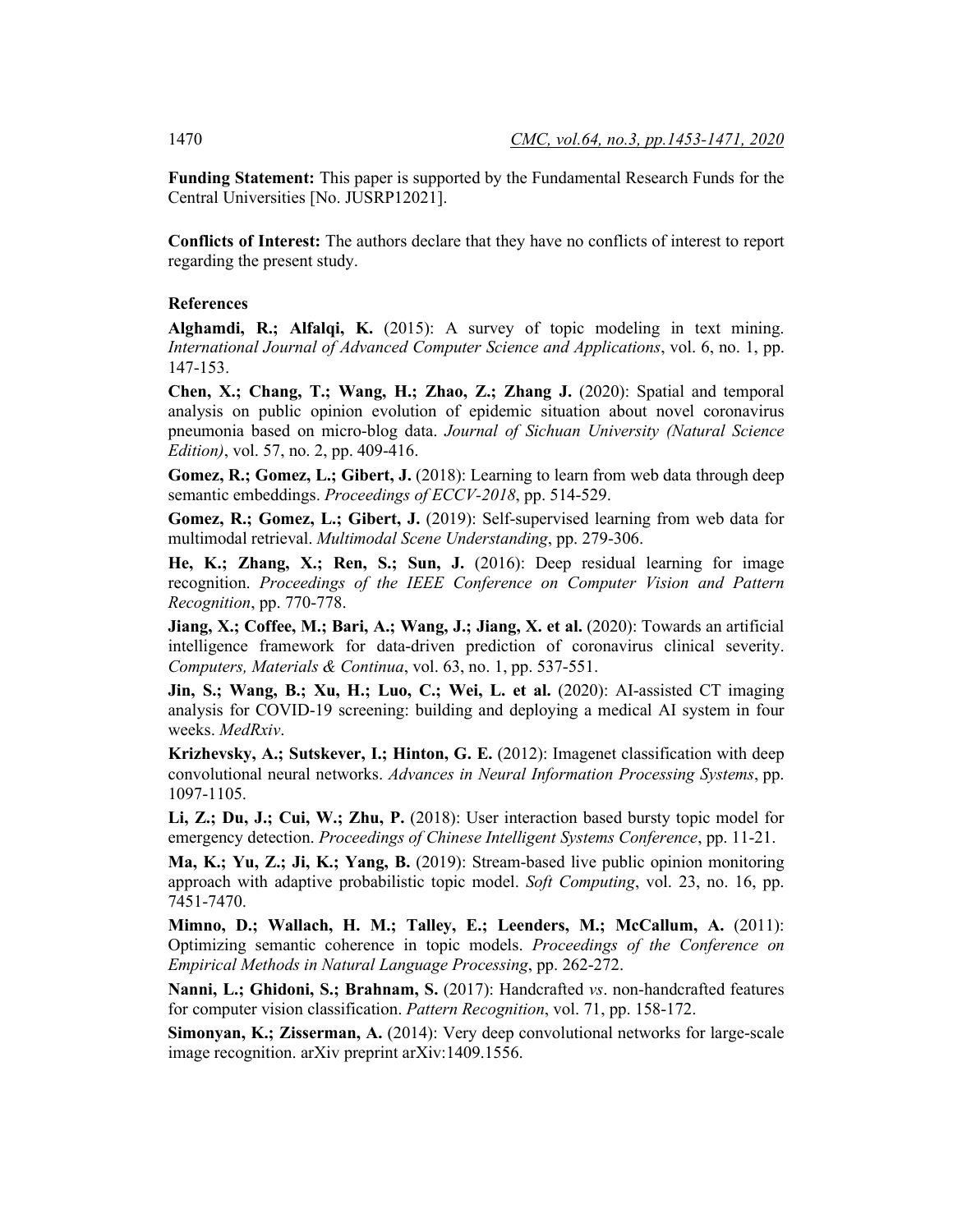**Funding Statement:** This paper is supported by the Fundamental Research Funds for the Central Universities [No. JUSRP12021].

**Conflicts of Interest:** The authors declare that they have no conflicts of interest to report regarding the present study.

## References

**Alghamdi, R.; Alfalqi, K.** (2015): A survey of topic modeling in text mining. *International Journal of Advanced Computer Science and Applications*, vol. 6, no. 1, pp. 147-153.

**Chen, X.; Chang, T.; Wang, H.; Zhao, Z.; Zhang J.** (2020): Spatial and temporal analysis on public opinion evolution of epidemic situation about novel coronavirus pneumonia based on micro-blog data. *Journal of Sichuan University (Natural Science Edition)*, vol. 57, no. 2, pp. 409-416.

**Gomez, R.; Gomez, L.; Gibert, J.** (2018): Learning to learn from web data through deep semantic embeddings. *Proceedings of ECCV-2018*, pp. 514-529.

**Gomez, R.; Gomez, L.; Gibert, J.** (2019): Self-supervised learning from web data for multimodal retrieval. *Multimodal Scene Understanding*, pp. 279-306.

**He, K.; Zhang, X.; Ren, S.; Sun, J.** (2016): Deep residual learning for image recognition. *Proceedings of the IEEE Conference on Computer Vision and Pattern Recognition*, pp. 770-778.

**Jiang, X.; Coffee, M.; Bari, A.; Wang, J.; Jiang, X. et al.** (2020): Towards an artificial intelligence framework for data-driven prediction of coronavirus clinical severity. *Computers, Materials & Continua*, vol. 63, no. 1, pp. 537-551.

**Jin, S.; Wang, B.; Xu, H.; Luo, C.; Wei, L. et al.** (2020): AI-assisted CT imaging analysis for COVID-19 screening: building and deploying a medical AI system in four weeks. *MedRxiv*.

**Krizhevsky, A.; Sutskever, I.; Hinton, G. E.** (2012): Imagenet classification with deep convolutional neural networks. *Advances in Neural Information Processing Systems*, pp. 1097-1105.

**Li, Z.; Du, J.; Cui, W.; Zhu, P.** (2018): User interaction based bursty topic model for emergency detection. *Proceedings of Chinese Intelligent Systems Conference*, pp. 11-21.

**Ma, K.; Yu, Z.; Ji, K.; Yang, B.** (2019): Stream-based live public opinion monitoring approach with adaptive probabilistic topic model. *Soft Computing*, vol. 23, no. 16, pp. 7451-7470.

**Mimno, D.; Wallach, H. M.; Talley, E.; Leenders, M.; McCallum, A.** (2011): Optimizing semantic coherence in topic models. *Proceedings of the Conference on Empirical Methods in Natural Language Processing*, pp. 262-272.

**Nanni, L.; Ghidoni, S.; Brahnam, S.** (2017): Handcrafted *vs*. non-handcrafted features for computer vision classification. *Pattern Recognition*, vol. 71, pp. 158-172.

**Simonyan, K.; Zisserman, A.** (2014): Very deep convolutional networks for large-scale image recognition. arXiv preprint arXiv:1409.1556.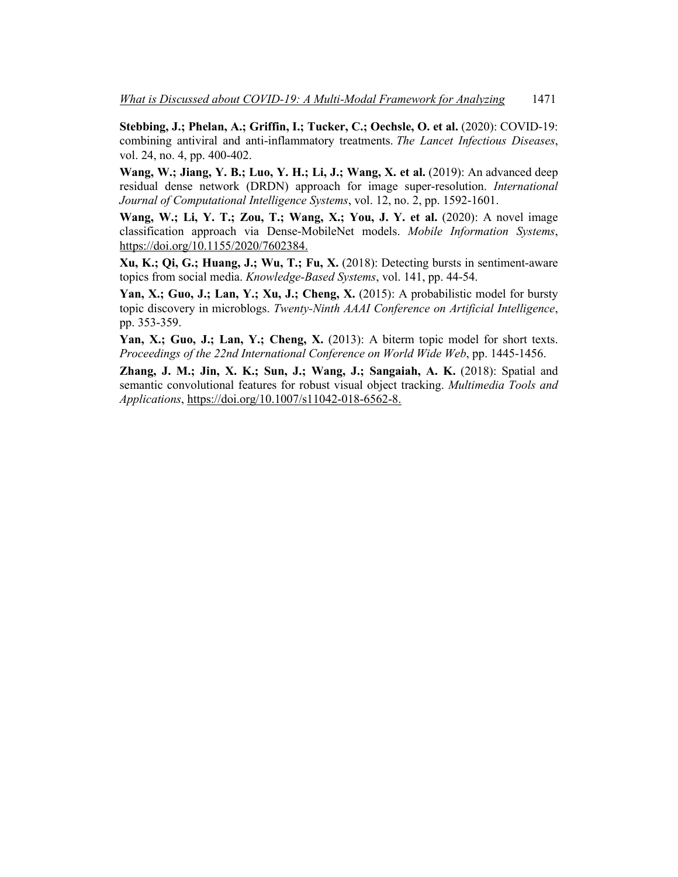**Stebbing, J.; Phelan, A.; Griffin, I.; Tucker, C.; Oechsle, O. et al.** (2020): COVID-19: combining antiviral and anti-inflammatory treatments. *The Lancet Infectious Diseases*, vol. 24, no. 4, pp. 400-402.

**Wang, W.; Jiang, Y. B.; Luo, Y. H.; Li, J.; Wang, X. et al.** (2019): An advanced deep residual dense network (DRDN) approach for image super-resolution. *International Journal of Computational Intelligence Systems*, vol. 12, no. 2, pp. 1592-1601.

**Wang, W.; Li, Y. T.; Zou, T.; Wang, X.; You, J. Y. et al.** (2020): A novel image classification approach via Dense-MobileNet models. *Mobile Information Systems*, https://doi.org/10.1155/2020/7602384.

**Xu, K.; Qi, G.; Huang, J.; Wu, T.; Fu, X.** (2018): Detecting bursts in sentiment-aware topics from social media. *Knowledge-Based Systems*, vol. 141, pp. 44-54.

**Yan, X.; Guo, J.; Lan, Y.; Xu, J.; Cheng, X.** (2015): A probabilistic model for bursty topic discovery in microblogs. *Twenty-Ninth AAAI Conference on Artificial Intelligence*, pp. 353-359.

**Yan, X.; Guo, J.; Lan, Y.; Cheng, X.** (2013): A biterm topic model for short texts. *Proceedings of the 22nd International Conference on World Wide Web*, pp. 1445-1456.

**Zhang, J. M.; Jin, X. K.; Sun, J.; Wang, J.; Sangaiah, A. K.** (2018): Spatial and semantic convolutional features for robust visual object tracking. *Multimedia Tools and Applications*, https://doi.org/10.1007/s11042-018-6562-8.